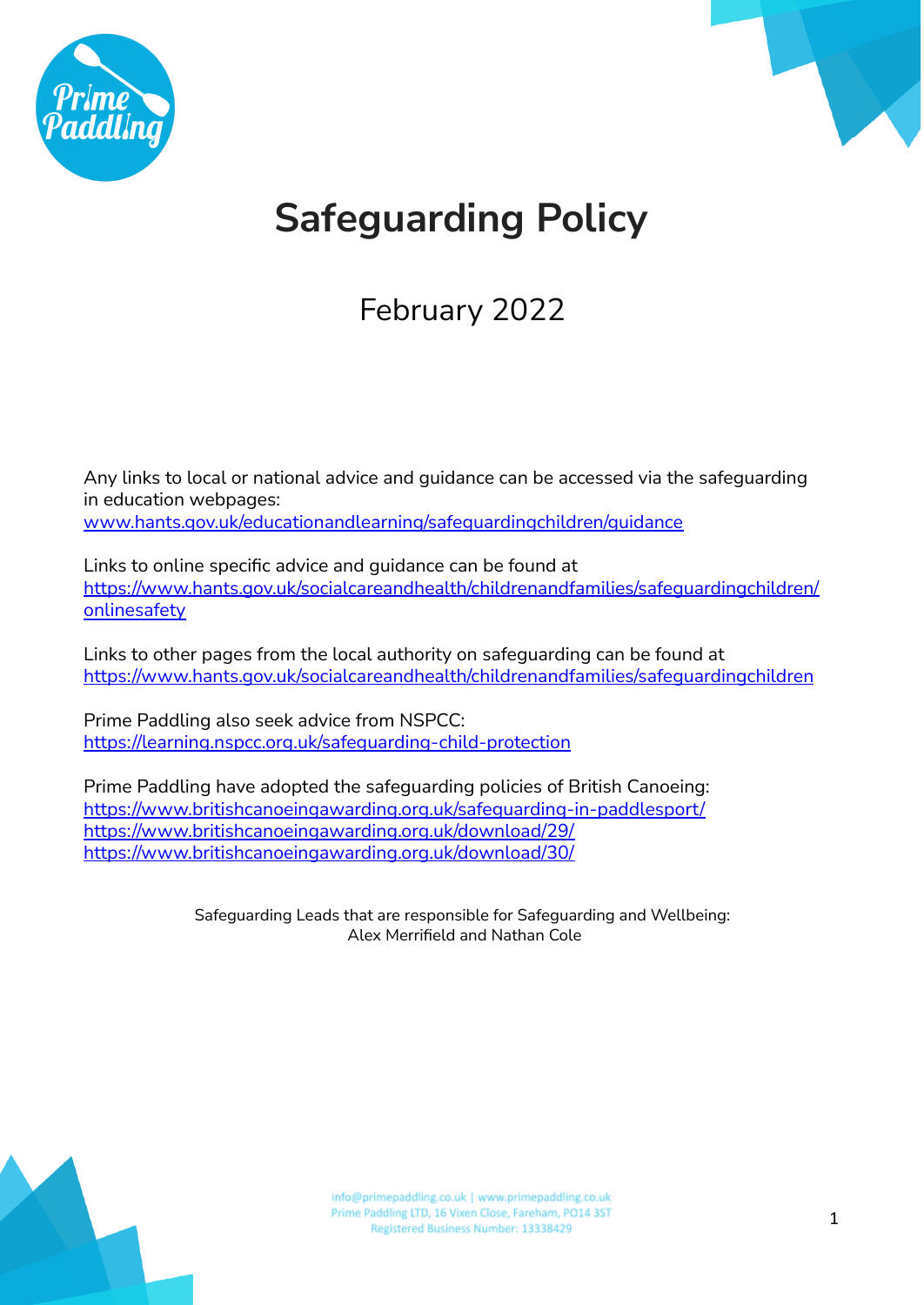# Safeguarding Policy

## February 2022

Any links to local or national advice and guidance can be accessed via the safeguarding in education webpages:
[www.hants.gov.uk/educationandlearning/safeguardingchildren/guidance](www.hants.gov.uk/educationandlearning/safeguardingchildren/guidance)

Links to online specific advice and guidance can be found at
[https://www.hants.gov.uk/socialcareandhealth/childrenandfamilies/safeguardingchildren/onlinesafety](https://www.hants.gov.uk/socialcareandhealth/childrenandfamilies/safeguardingchildren/onlinesafety)

Links to other pages from the local authority on safeguarding can be found at
[https://www.hants.gov.uk/socialcareandhealth/childrenandfamilies/safeguardingchildren](https://www.hants.gov.uk/socialcareandhealth/childrenandfamilies/safeguardingchildren)

Prime Paddling also seek advice from NSPCC:
[https://learning.nspcc.org.uk/safeguarding-child-protection](https://learning.nspcc.org.uk/safeguarding-child-protection)

Prime Paddling have adopted the safeguarding policies of British Canoeing:
[https://www.britishcanoeingawarding.org.uk/safeguarding-in-paddlesport/](https://www.britishcanoeingawarding.org.uk/safeguarding-in-paddlesport/)
[https://www.britishcanoeingawarding.org.uk/download/29/](https://www.britishcanoeingawarding.org.uk/download/29/)
[https://www.britishcanoeingawarding.org.uk/download/30/](https://www.britishcanoeingawarding.org.uk/download/30/)

Safeguarding Leads that are responsible for Safeguarding and Wellbeing:
Alex Merrifield and Nathan Cole

info@primepaddling.co.uk | www.primepaddling.co.uk
Prime Paddling LTD, 16 Vixen Close, Fareham, PO14 3ST
Registered Business Number: 13338429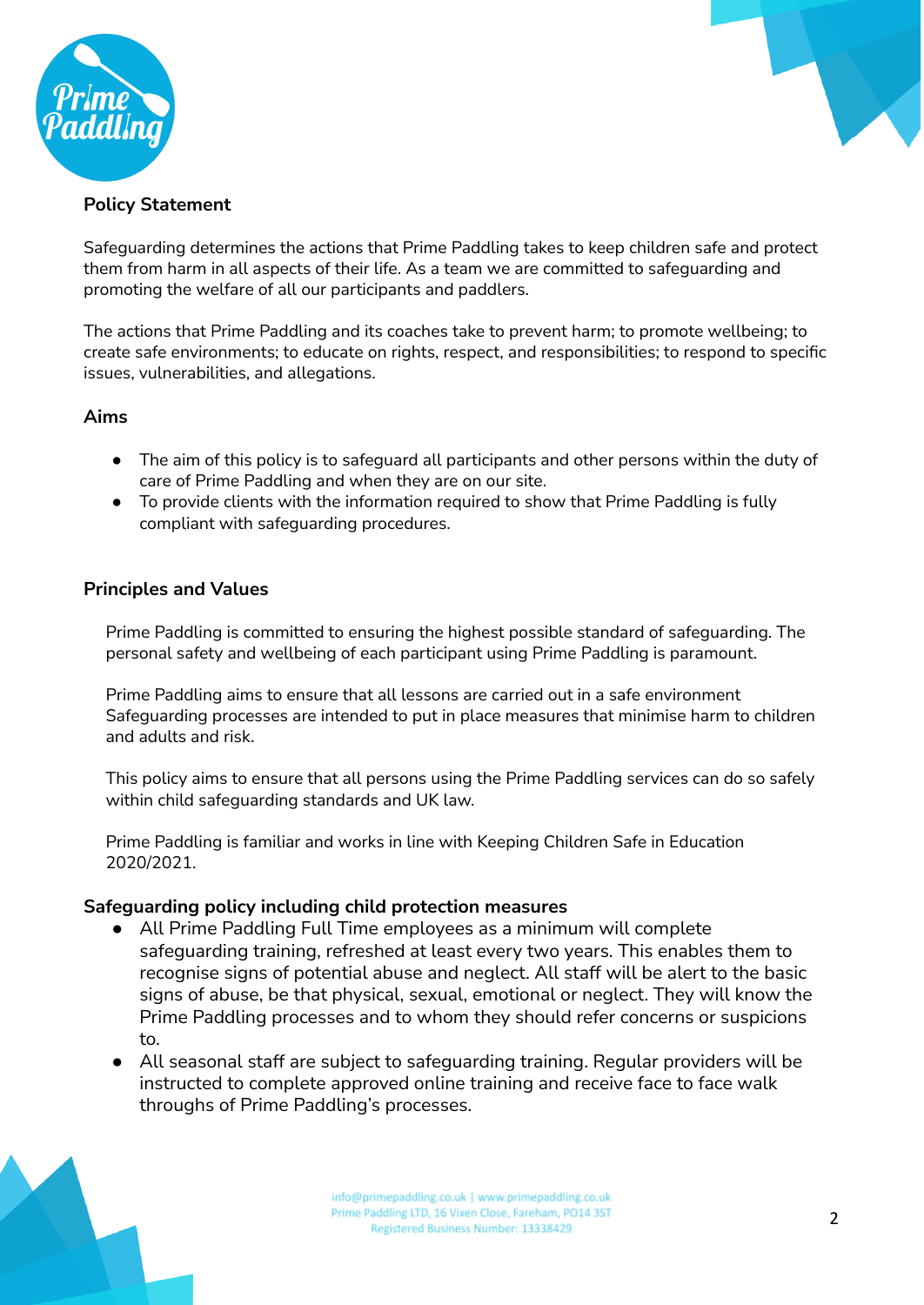## Policy Statement

Safeguarding determines the actions that Prime Paddling takes to keep children safe and protect them from harm in all aspects of their life. As a team we are committed to safeguarding and promoting the welfare of all our participants and paddlers.

The actions that Prime Paddling and its coaches take to prevent harm; to promote wellbeing; to create safe environments; to educate on rights, respect, and responsibilities; to respond to specific issues, vulnerabilities, and allegations.

## Aims

- The aim of this policy is to safeguard all participants and other persons within the duty of care of Prime Paddling and when they are on our site.
- To provide clients with the information required to show that Prime Paddling is fully compliant with safeguarding procedures.

## Principles and Values

Prime Paddling is committed to ensuring the highest possible standard of safeguarding. The personal safety and wellbeing of each participant using Prime Paddling is paramount.

Prime Paddling aims to ensure that all lessons are carried out in a safe environment Safeguarding processes are intended to put in place measures that minimise harm to children and adults and risk.

This policy aims to ensure that all persons using the Prime Paddling services can do so safely within child safeguarding standards and UK law.

Prime Paddling is familiar and works in line with Keeping Children Safe in Education 2020/2021.

## Safeguarding policy including child protection measures

- All Prime Paddling Full Time employees as a minimum will complete safeguarding training, refreshed at least every two years. This enables them to recognise signs of potential abuse and neglect. All staff will be alert to the basic signs of abuse, be that physical, sexual, emotional or neglect. They will know the Prime Paddling processes and to whom they should refer concerns or suspicions to.
- All seasonal staff are subject to safeguarding training. Regular providers will be instructed to complete approved online training and receive face to face walk throughs of Prime Paddling's processes.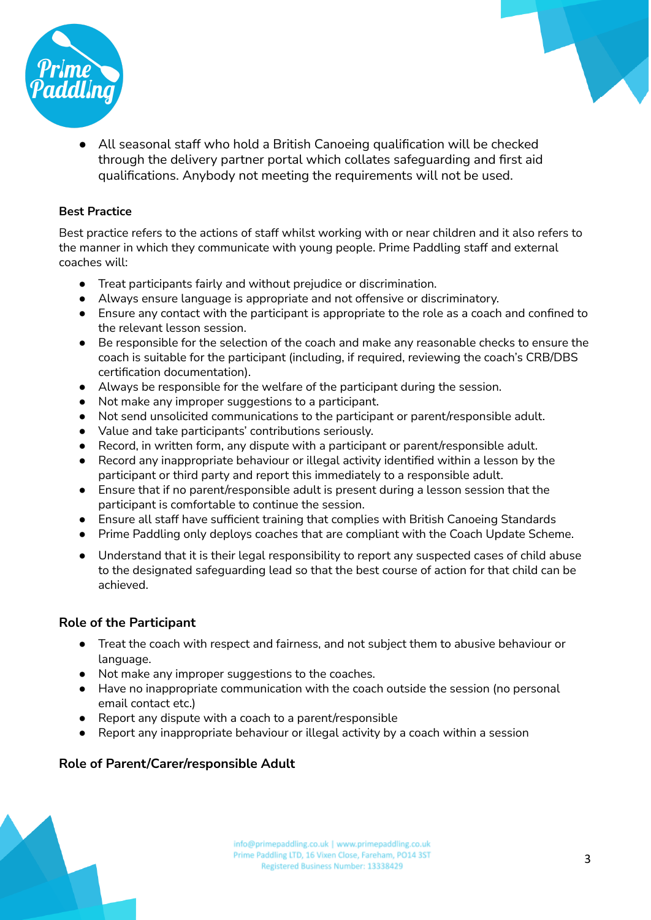- All seasonal staff who hold a British Canoeing qualification will be checked through the delivery partner portal which collates safeguarding and first aid qualifications. Anybody not meeting the requirements will not be used.

**Best Practice**

Best practice refers to the actions of staff whilst working with or near children and it also refers to the manner in which they communicate with young people. Prime Paddling staff and external coaches will:

- Treat participants fairly and without prejudice or discrimination.
- Always ensure language is appropriate and not offensive or discriminatory.
- Ensure any contact with the participant is appropriate to the role as a coach and confined to the relevant lesson session.
- Be responsible for the selection of the coach and make any reasonable checks to ensure the coach is suitable for the participant (including, if required, reviewing the coach's CRB/DBS certification documentation).
- Always be responsible for the welfare of the participant during the session.
- Not make any improper suggestions to a participant.
- Not send unsolicited communications to the participant or parent/responsible adult.
- Value and take participants' contributions seriously.
- Record, in written form, any dispute with a participant or parent/responsible adult.
- Record any inappropriate behaviour or illegal activity identified within a lesson by the participant or third party and report this immediately to a responsible adult.
- Ensure that if no parent/responsible adult is present during a lesson session that the participant is comfortable to continue the session.
- Ensure all staff have sufficient training that complies with British Canoeing Standards
- Prime Paddling only deploys coaches that are compliant with the Coach Update Scheme.
- Understand that it is their legal responsibility to report any suspected cases of child abuse to the designated safeguarding lead so that the best course of action for that child can be achieved.

**Role of the Participant**

- Treat the coach with respect and fairness, and not subject them to abusive behaviour or language.
- Not make any improper suggestions to the coaches.
- Have no inappropriate communication with the coach outside the session (no personal email contact etc.)
- Report any dispute with a coach to a parent/responsible
- Report any inappropriate behaviour or illegal activity by a coach within a session

**Role of Parent/Carer/responsible Adult**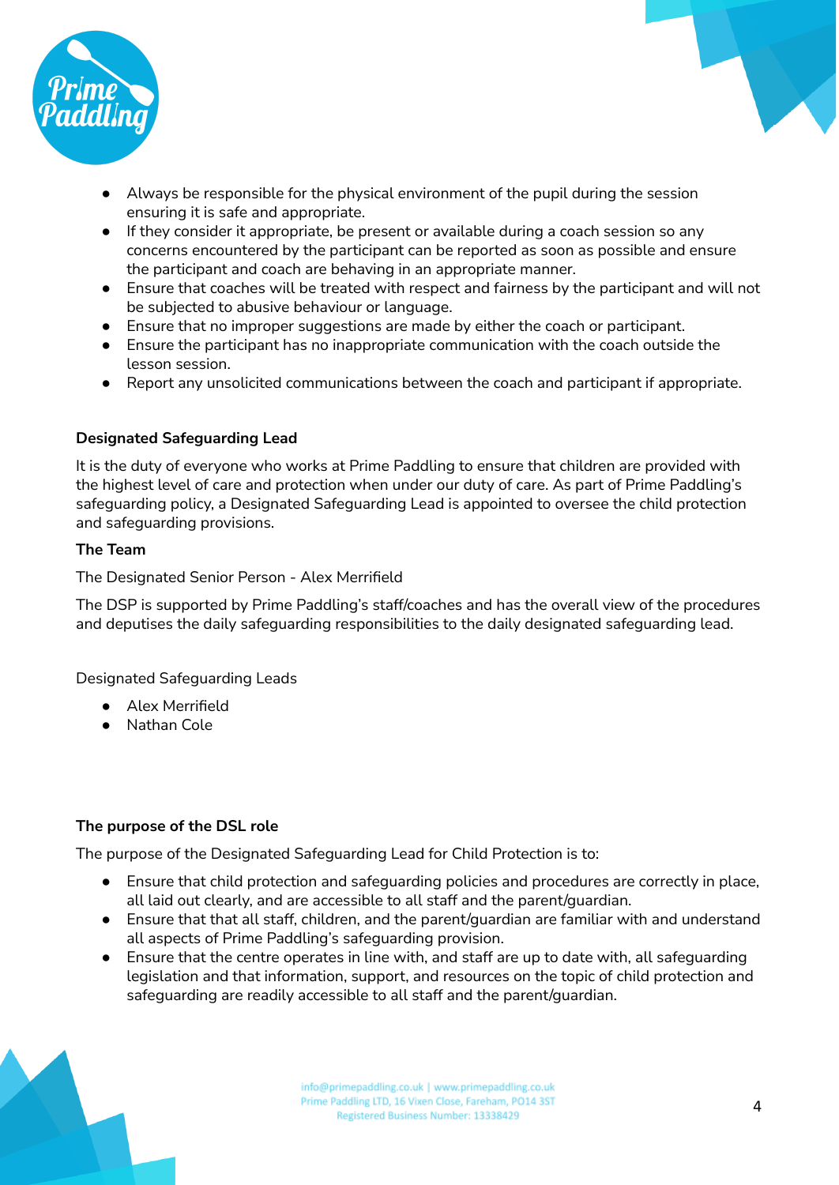- Always be responsible for the physical environment of the pupil during the session ensuring it is safe and appropriate.
- If they consider it appropriate, be present or available during a coach session so any concerns encountered by the participant can be reported as soon as possible and ensure the participant and coach are behaving in an appropriate manner.
- Ensure that coaches will be treated with respect and fairness by the participant and will not be subjected to abusive behaviour or language.
- Ensure that no improper suggestions are made by either the coach or participant.
- Ensure the participant has no inappropriate communication with the coach outside the lesson session.
- Report any unsolicited communications between the coach and participant if appropriate.

**Designated Safeguarding Lead**

It is the duty of everyone who works at Prime Paddling to ensure that children are provided with the highest level of care and protection when under our duty of care. As part of Prime Paddling's safeguarding policy, a Designated Safeguarding Lead is appointed to oversee the child protection and safeguarding provisions.

**The Team**

The Designated Senior Person - Alex Merrifield

The DSP is supported by Prime Paddling's staff/coaches and has the overall view of the procedures and deputises the daily safeguarding responsibilities to the daily designated safeguarding lead.

Designated Safeguarding Leads

- Alex Merrifield
- Nathan Cole

**The purpose of the DSL role**

The purpose of the Designated Safeguarding Lead for Child Protection is to:

- Ensure that child protection and safeguarding policies and procedures are correctly in place, all laid out clearly, and are accessible to all staff and the parent/guardian.
- Ensure that that all staff, children, and the parent/guardian are familiar with and understand all aspects of Prime Paddling's safeguarding provision.
- Ensure that the centre operates in line with, and staff are up to date with, all safeguarding legislation and that information, support, and resources on the topic of child protection and safeguarding are readily accessible to all staff and the parent/guardian.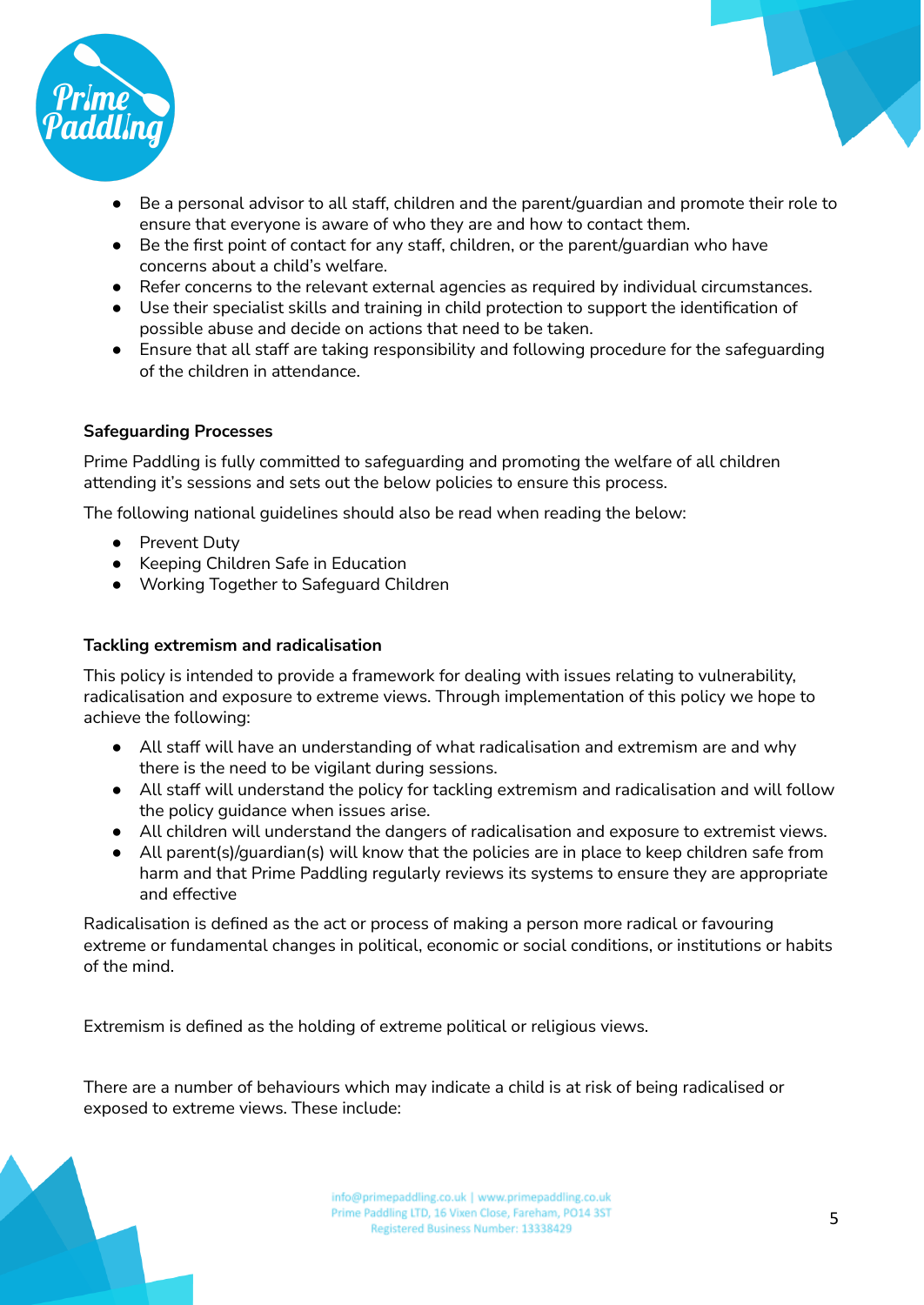- Be a personal advisor to all staff, children and the parent/guardian and promote their role to ensure that everyone is aware of who they are and how to contact them.
- Be the first point of contact for any staff, children, or the parent/guardian who have concerns about a child's welfare.
- Refer concerns to the relevant external agencies as required by individual circumstances.
- Use their specialist skills and training in child protection to support the identification of possible abuse and decide on actions that need to be taken.
- Ensure that all staff are taking responsibility and following procedure for the safeguarding of the children in attendance.

**Safeguarding Processes**

Prime Paddling is fully committed to safeguarding and promoting the welfare of all children attending it's sessions and sets out the below policies to ensure this process.

The following national guidelines should also be read when reading the below:

- Prevent Duty
- Keeping Children Safe in Education
- Working Together to Safeguard Children

**Tackling extremism and radicalisation**

This policy is intended to provide a framework for dealing with issues relating to vulnerability, radicalisation and exposure to extreme views. Through implementation of this policy we hope to achieve the following:

- All staff will have an understanding of what radicalisation and extremism are and why there is the need to be vigilant during sessions.
- All staff will understand the policy for tackling extremism and radicalisation and will follow the policy guidance when issues arise.
- All children will understand the dangers of radicalisation and exposure to extremist views.
- All parent(s)/guardian(s) will know that the policies are in place to keep children safe from harm and that Prime Paddling regularly reviews its systems to ensure they are appropriate and effective

Radicalisation is defined as the act or process of making a person more radical or favouring extreme or fundamental changes in political, economic or social conditions, or institutions or habits of the mind.

Extremism is defined as the holding of extreme political or religious views.

There are a number of behaviours which may indicate a child is at risk of being radicalised or exposed to extreme views. These include: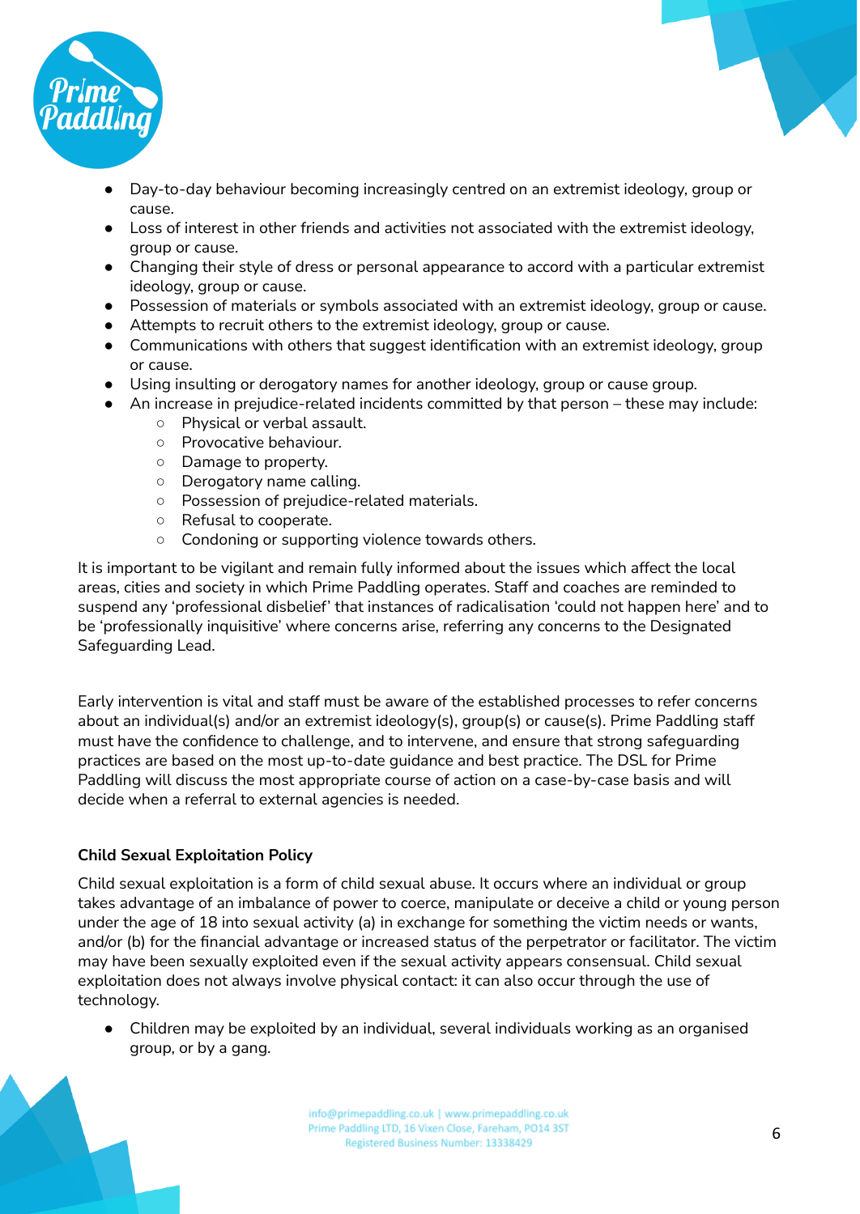- Day-to-day behaviour becoming increasingly centred on an extremist ideology, group or cause.
- Loss of interest in other friends and activities not associated with the extremist ideology, group or cause.
- Changing their style of dress or personal appearance to accord with a particular extremist ideology, group or cause.
- Possession of materials or symbols associated with an extremist ideology, group or cause.
- Attempts to recruit others to the extremist ideology, group or cause.
- Communications with others that suggest identification with an extremist ideology, group or cause.
- Using insulting or derogatory names for another ideology, group or cause group.
- An increase in prejudice-related incidents committed by that person – these may include:
    - Physical or verbal assault.
    - Provocative behaviour.
    - Damage to property.
    - Derogatory name calling.
    - Possession of prejudice-related materials.
    - Refusal to cooperate.
    - Condoning or supporting violence towards others.

It is important to be vigilant and remain fully informed about the issues which affect the local areas, cities and society in which Prime Paddling operates. Staff and coaches are reminded to suspend any 'professional disbelief' that instances of radicalisation 'could not happen here' and to be 'professionally inquisitive' where concerns arise, referring any concerns to the Designated Safeguarding Lead.

Early intervention is vital and staff must be aware of the established processes to refer concerns about an individual(s) and/or an extremist ideology(s), group(s) or cause(s). Prime Paddling staff must have the confidence to challenge, and to intervene, and ensure that strong safeguarding practices are based on the most up-to-date guidance and best practice. The DSL for Prime Paddling will discuss the most appropriate course of action on a case-by-case basis and will decide when a referral to external agencies is needed.

**Child Sexual Exploitation Policy**

Child sexual exploitation is a form of child sexual abuse. It occurs where an individual or group takes advantage of an imbalance of power to coerce, manipulate or deceive a child or young person under the age of 18 into sexual activity (a) in exchange for something the victim needs or wants, and/or (b) for the financial advantage or increased status of the perpetrator or facilitator. The victim may have been sexually exploited even if the sexual activity appears consensual. Child sexual exploitation does not always involve physical contact: it can also occur through the use of technology.

- Children may be exploited by an individual, several individuals working as an organised group, or by a gang.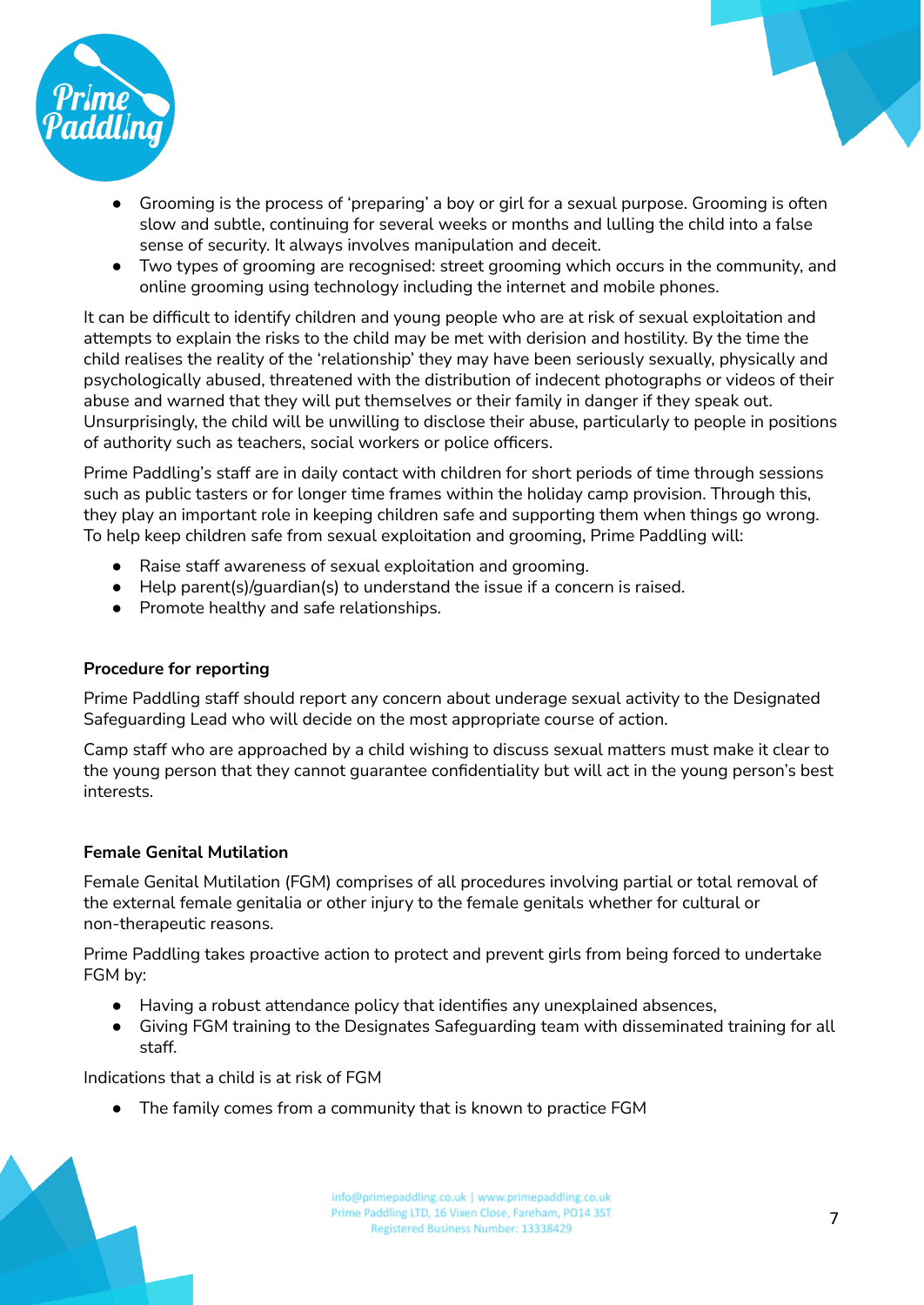- Grooming is the process of 'preparing' a boy or girl for a sexual purpose. Grooming is often slow and subtle, continuing for several weeks or months and lulling the child into a false sense of security. It always involves manipulation and deceit.
- Two types of grooming are recognised: street grooming which occurs in the community, and online grooming using technology including the internet and mobile phones.

It can be difficult to identify children and young people who are at risk of sexual exploitation and attempts to explain the risks to the child may be met with derision and hostility. By the time the child realises the reality of the 'relationship' they may have been seriously sexually, physically and psychologically abused, threatened with the distribution of indecent photographs or videos of their abuse and warned that they will put themselves or their family in danger if they speak out. Unsurprisingly, the child will be unwilling to disclose their abuse, particularly to people in positions of authority such as teachers, social workers or police officers.

Prime Paddling's staff are in daily contact with children for short periods of time through sessions such as public tasters or for longer time frames within the holiday camp provision. Through this, they play an important role in keeping children safe and supporting them when things go wrong. To help keep children safe from sexual exploitation and grooming, Prime Paddling will:

- Raise staff awareness of sexual exploitation and grooming.
- Help parent(s)/guardian(s) to understand the issue if a concern is raised.
- Promote healthy and safe relationships.

**Procedure for reporting**

Prime Paddling staff should report any concern about underage sexual activity to the Designated Safeguarding Lead who will decide on the most appropriate course of action.

Camp staff who are approached by a child wishing to discuss sexual matters must make it clear to the young person that they cannot guarantee confidentiality but will act in the young person's best interests.

**Female Genital Mutilation**

Female Genital Mutilation (FGM) comprises of all procedures involving partial or total removal of the external female genitalia or other injury to the female genitals whether for cultural or non-therapeutic reasons.

Prime Paddling takes proactive action to protect and prevent girls from being forced to undertake FGM by:

- Having a robust attendance policy that identifies any unexplained absences,
- Giving FGM training to the Designates Safeguarding team with disseminated training for all staff.

Indications that a child is at risk of FGM

- The family comes from a community that is known to practice FGM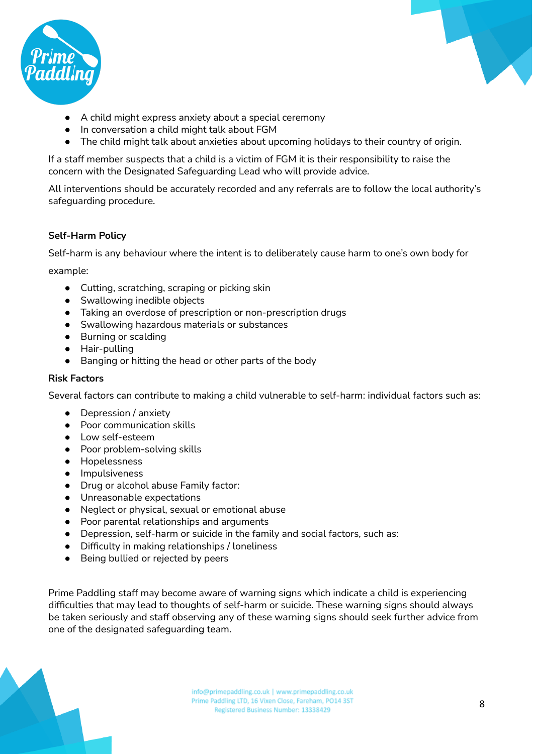- A child might express anxiety about a special ceremony
- In conversation a child might talk about FGM
- The child might talk about anxieties about upcoming holidays to their country of origin.

If a staff member suspects that a child is a victim of FGM it is their responsibility to raise the concern with the Designated Safeguarding Lead who will provide advice.

All interventions should be accurately recorded and any referrals are to follow the local authority's safeguarding procedure.

**Self-Harm Policy**

Self-harm is any behaviour where the intent is to deliberately cause harm to one's own body for example:

- Cutting, scratching, scraping or picking skin
- Swallowing inedible objects
- Taking an overdose of prescription or non-prescription drugs
- Swallowing hazardous materials or substances
- Burning or scalding
- Hair-pulling
- Banging or hitting the head or other parts of the body

**Risk Factors**

Several factors can contribute to making a child vulnerable to self-harm: individual factors such as:

- Depression / anxiety
- Poor communication skills
- Low self-esteem
- Poor problem-solving skills
- Hopelessness
- Impulsiveness
- Drug or alcohol abuse Family factor:
- Unreasonable expectations
- Neglect or physical, sexual or emotional abuse
- Poor parental relationships and arguments
- Depression, self-harm or suicide in the family and social factors, such as:
- Difficulty in making relationships / loneliness
- Being bullied or rejected by peers

Prime Paddling staff may become aware of warning signs which indicate a child is experiencing difficulties that may lead to thoughts of self-harm or suicide. These warning signs should always be taken seriously and staff observing any of these warning signs should seek further advice from one of the designated safeguarding team.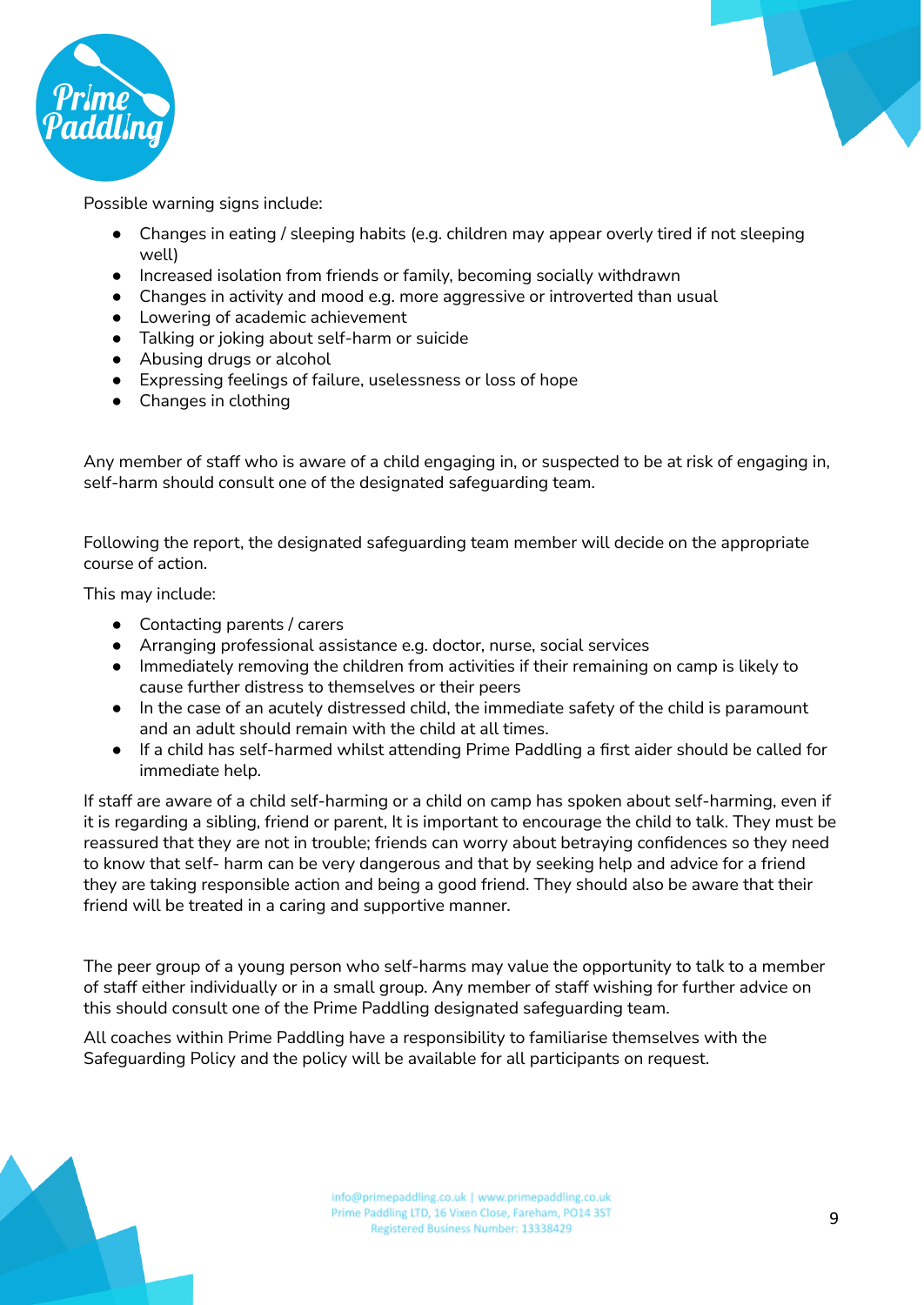Possible warning signs include:

- Changes in eating / sleeping habits (e.g. children may appear overly tired if not sleeping well)
- Increased isolation from friends or family, becoming socially withdrawn
- Changes in activity and mood e.g. more aggressive or introverted than usual
- Lowering of academic achievement
- Talking or joking about self-harm or suicide
- Abusing drugs or alcohol
- Expressing feelings of failure, uselessness or loss of hope
- Changes in clothing

Any member of staff who is aware of a child engaging in, or suspected to be at risk of engaging in, self-harm should consult one of the designated safeguarding team.

Following the report, the designated safeguarding team member will decide on the appropriate course of action.

This may include:

- Contacting parents / carers
- Arranging professional assistance e.g. doctor, nurse, social services
- Immediately removing the children from activities if their remaining on camp is likely to cause further distress to themselves or their peers
- In the case of an acutely distressed child, the immediate safety of the child is paramount and an adult should remain with the child at all times.
- If a child has self-harmed whilst attending Prime Paddling a first aider should be called for immediate help.

If staff are aware of a child self-harming or a child on camp has spoken about self-harming, even if it is regarding a sibling, friend or parent, It is important to encourage the child to talk. They must be reassured that they are not in trouble; friends can worry about betraying confidences so they need to know that self- harm can be very dangerous and that by seeking help and advice for a friend they are taking responsible action and being a good friend. They should also be aware that their friend will be treated in a caring and supportive manner.

The peer group of a young person who self-harms may value the opportunity to talk to a member of staff either individually or in a small group. Any member of staff wishing for further advice on this should consult one of the Prime Paddling designated safeguarding team.

All coaches within Prime Paddling have a responsibility to familiarise themselves with the Safeguarding Policy and the policy will be available for all participants on request.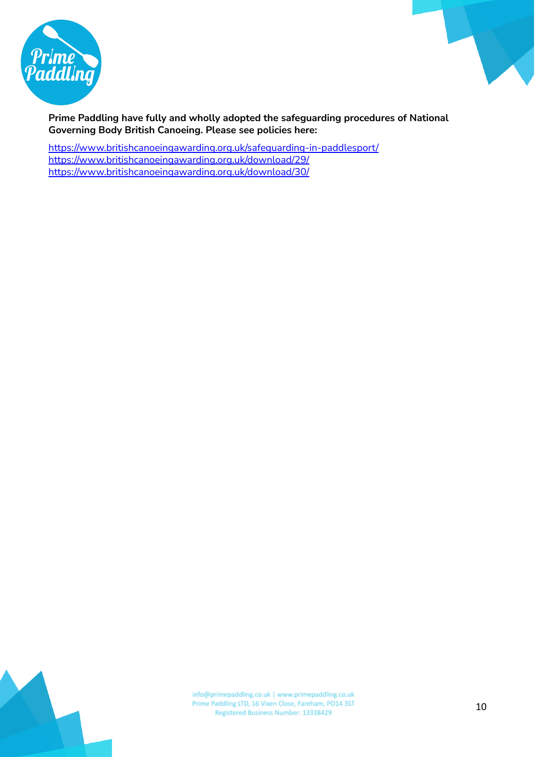**Prime Paddling have fully and wholly adopted the safeguarding procedures of National Governing Body British Canoeing. Please see policies here:**

https://www.britishcanoeingawarding.org.uk/safeguarding-in-paddlesport/
https://www.britishcanoeingawarding.org.uk/download/29/
https://www.britishcanoeingawarding.org.uk/download/30/